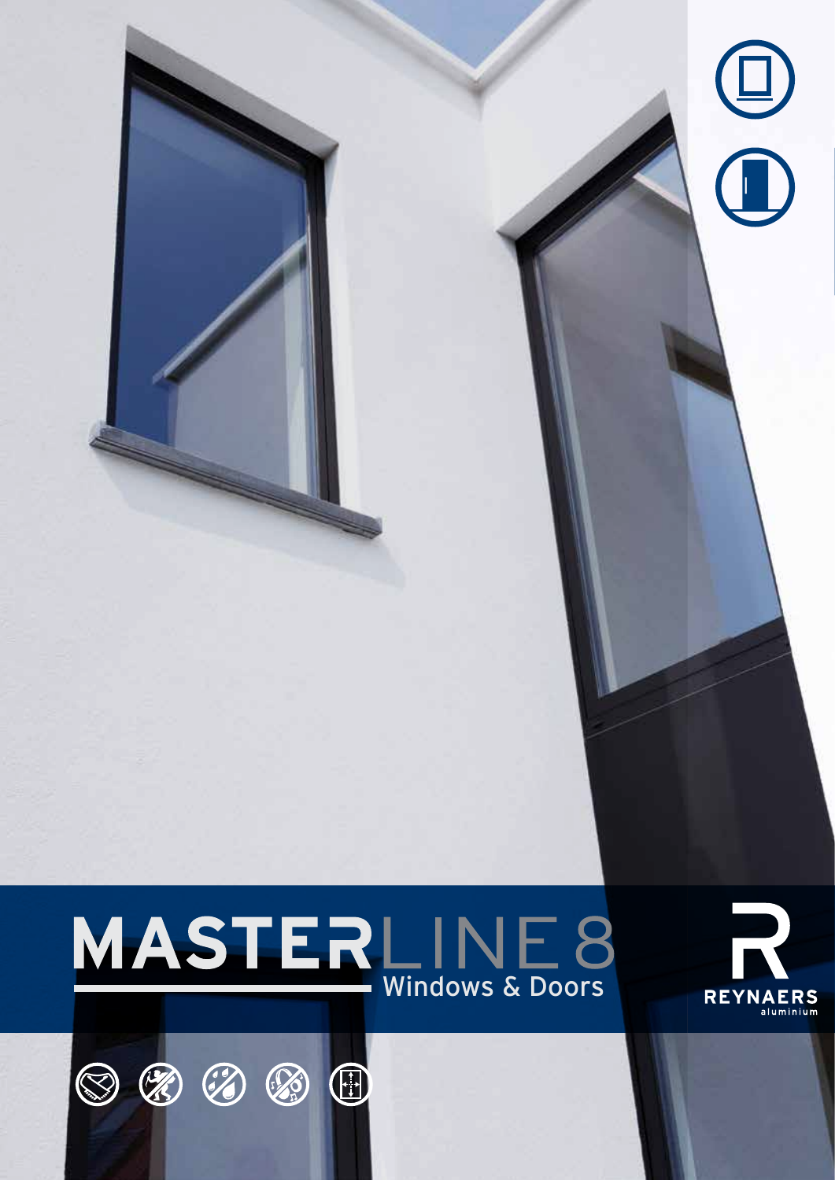# MASTERLINE 8

## Windows & Doors

REYNAERS
aluminium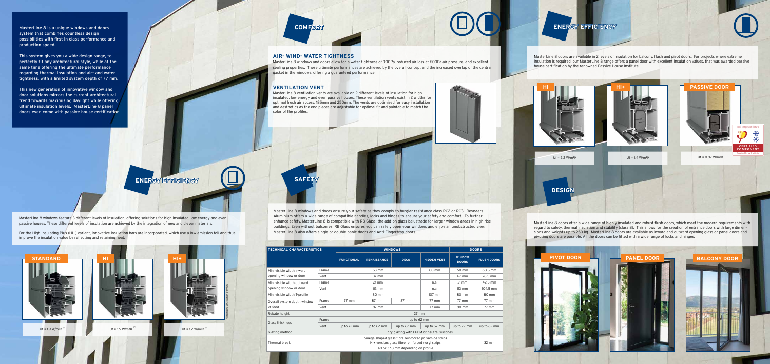MasterLine 8 is a unique windows and doors system that combines countless design possibilities with first in class performance and production speed.

This system gives you a wide design range, to perfectly fit any architectural style, while at the same time offering the ultimate performance regarding thermal insulation and air- and water tightness, with a limited system depth of 77 mm.

This new generation of innovative window and door solutions mirrors the current architectural trend towards maximising daylight while offering ultimate insulation levels. MasterLine 8 panel doors even come with passive house certification.

## ENERGY EFFICIENCY

MasterLine 8 windows feature 3 different levels of insulation, offering solutions for high insulated, low energy and even passive houses. These different levels of insulation are achieved by the integration of new and clever materials.

For the High Insulating Plus (HI+) variant, innovative insulation bars are incorporated, which use a low-emission foil and thus improve the insulation value by reflecting and retaining heat.

**STANDARD** — Uf = 1.9 W/m²K [*]

**HI** — Uf = 1.5 W/m²K [*]

**HI+** — Uf = 1.2 W/m²K [*]

(*) for frame-vent section of 110 mm

## COMFORT

### AIR- WIND- WATER TIGHTNESS

MasterLine 8 windows and doors allow for a water tightness of 900Pa, reduced air loss at 600Pa air pressure, and excellent sealing properties. These ultimate performances are achieved by the overall concept and the increased overlap of the central gasket in the windows, offering a guaranteed performance.

### VENTILATION VENT

MasterLine 8 ventilation vents are available on 2 different levels of insulation for high insulated, low energy and even passive houses. These ventilation vents exist in 2 widths for optimal fresh air access: 185mm and 250mm. The vents are optimised for easy installation and aesthetics as the end pieces are adjustable for optimal fit and paintable to match the color of the profiles.

## SAFETY

MasterLine 8 windows and doors ensure your safety as they comply to burglar resistance class RC2 or RC3. Reynaers Aluminium offers a wide range of compatible handles, locks and hinges to ensure your safety and comfort. To further enhance safety, MasterLine 8 is compatible with RB Glass: the add-on glass balustrade for larger window areas in high rise buildings. Even without balconies, RB Glass ensures you can safely open your windows and enjoy an unobstructed view. MasterLine 8 also offers single or double panic doors and Anti-Fingertrap doors.

| TECHNICAL CHARACTERISTICS | | WINDOWS | | | | DOORS | |
|---|---|---|---|---|---|---|---|
| | | FUNCTIONAL | RENAISSANCE | DECO | HIDDEN VENT | WINDOW DOORS | FLUSH DOORS |
| Min. visible width inward opening window or door | Frame | 53 mm | | | 80 mm | 60 mm | 68.5 mm |
| | Vent | 37 mm | | | - | 67 mm | 78.5 mm |
| Min. visible width outward opening window or door | Frame | 21 mm | | | n.a. | 21 mm | 42.5 mm |
| | Vent | 113 mm | | | n.a. | 113 mm | 104.5 mm |
| Min. visible width T-profile | | 80 mm | | | 107 mm | 80 mm | 80 mm |
| Overall system depth window or door | Frame | 77 mm | 87 mm | 87 mm | 77 mm | 77 mm | 77 mm |
| | Vent | 87 mm | | | 77 mm | 80 mm | 77 mm |
| Rebate height | | 27 mm | | | | | |
| Glass thickness | Frame | up to 62 mm | | | | | |
| | Vent | up to 72 mm | up to 62 mm | up to 62 mm | up to 57 mm | up to 72 mm | up to 62 mm |
| Glazing method | | dry glazing with EPDM or neutral silicones | | | | | |
| Thermal break | | omega-shaped glass fibre reinforced polyamide strips. HI+ version: glass fibre reinforced noryl strips. 40 or 37.8 mm depending on profile. | | | | | 32 mm |

## ENERGY EFFICIENCY

MasterLine 8 doors are available in 2 levels of insulation for balcony, flush and pivot doors. For projects where extreme insulation is required, our MasterLine 8 range offers a panel door with excellent insulation values, that was awarded passive house certification by the renowned Passive House Institute.

**HI** — Uf = 2.2 W/m²K

**HI+** — Uf = 1.4 W/m²K

**PASSIVE DOOR** — Uf = 0.87 W/m²K

cool, temperate climate — CERTIFIED COMPONENT — Passive House Institute

## DESIGN

MasterLine 8 doors offer a wide range of highly insulated and robust flush doors, which meet the modern requirements with regard to safety, thermal insulation and stability (class 8). This allows for the creation of entrance doors with large dimensions and weights up to 250 kg. MasterLine 8 doors are available as inward and outward opening glass or panel doors and pivoting doors are possible. All the doors can be fitted with a wide range of locks and hinges.

**PIVOT DOOR**

**PANEL DOOR**

**BALCONY DOOR**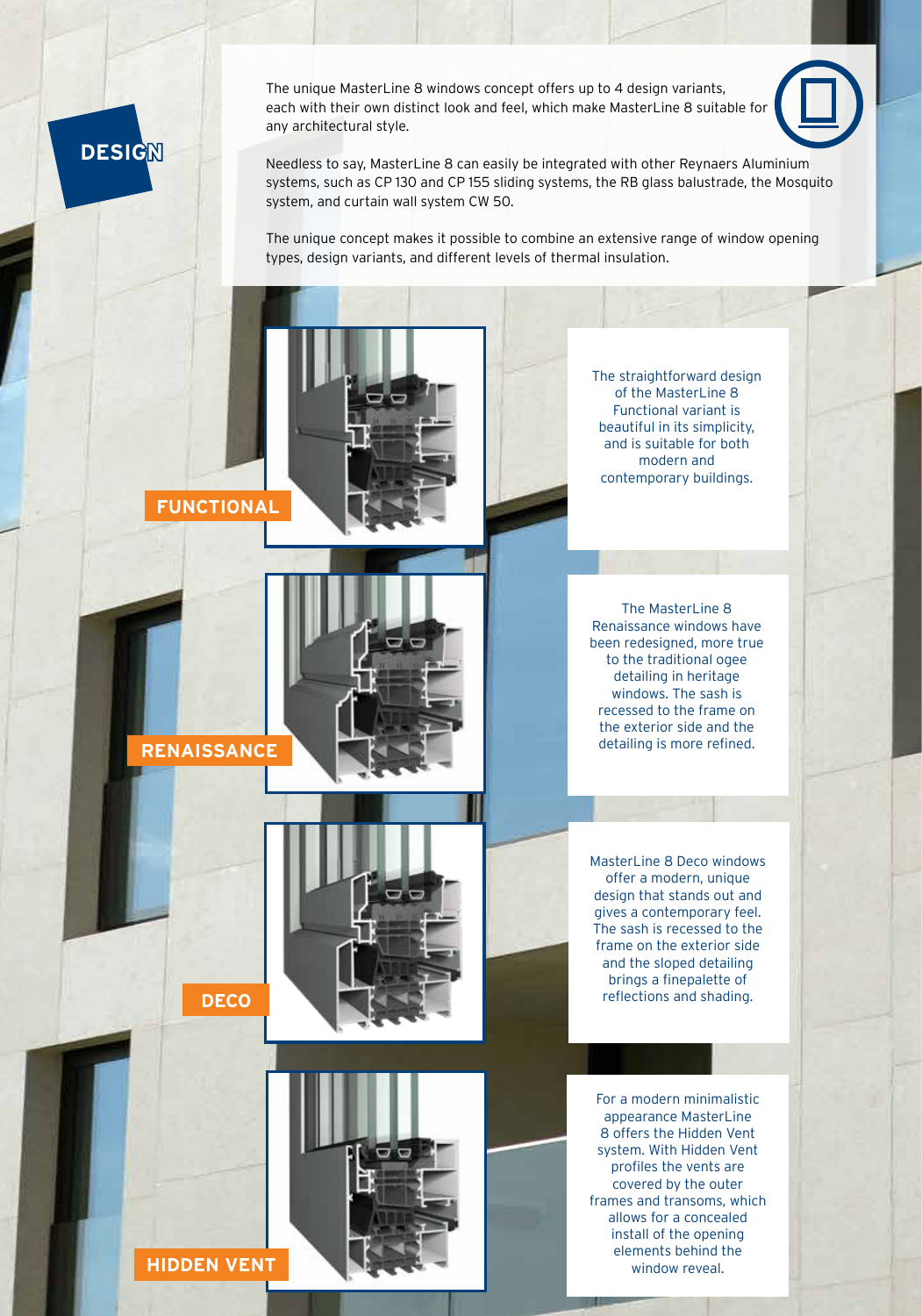# DESIGN

The unique MasterLine 8 windows concept offers up to 4 design variants, each with their own distinct look and feel, which make MasterLine 8 suitable for any architectural style.

Needless to say, MasterLine 8 can easily be integrated with other Reynaers Aluminium systems, such as CP 130 and CP 155 sliding systems, the RB glass balustrade, the Mosquito system, and curtain wall system CW 50.

The unique concept makes it possible to combine an extensive range of window opening types, design variants, and different levels of thermal insulation.

## FUNCTIONAL

The straightforward design of the MasterLine 8 Functional variant is beautiful in its simplicity, and is suitable for both modern and contemporary buildings.

## RENAISSANCE

The MasterLine 8 Renaissance windows have been redesigned, more true to the traditional ogee detailing in heritage windows. The sash is recessed to the frame on the exterior side and the detailing is more refined.

## DECO

MasterLine 8 Deco windows offer a modern, unique design that stands out and gives a contemporary feel. The sash is recessed to the frame on the exterior side and the sloped detailing brings a finepalette of reflections and shading.

## HIDDEN VENT

For a modern minimalistic appearance MasterLine 8 offers the Hidden Vent system. With Hidden Vent profiles the vents are covered by the outer frames and transoms, which allows for a concealed install of the opening elements behind the window reveal.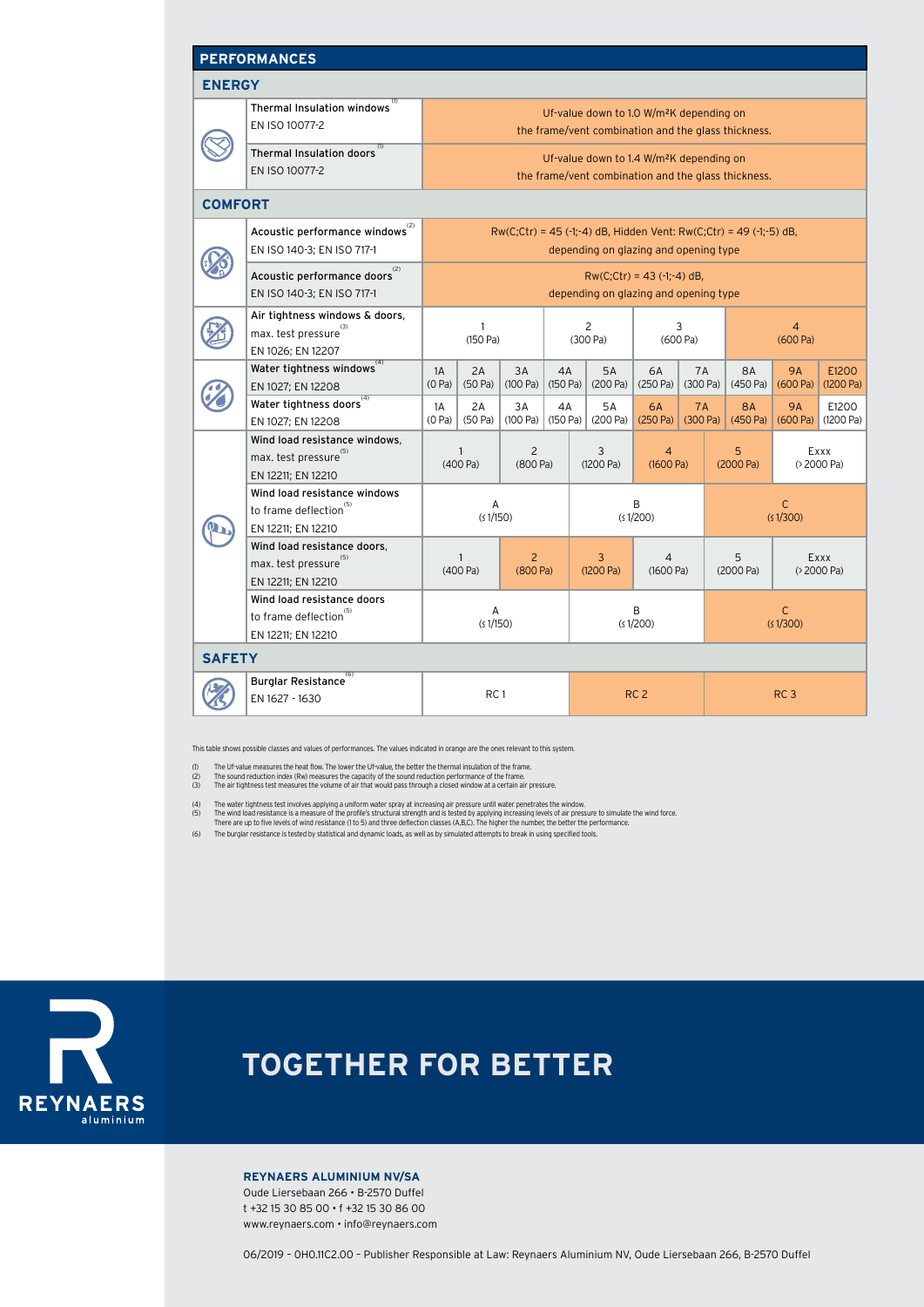## PERFORMANCES

| | | | | | | | | | | | |
|---|---|---|---|---|---|---|---|---|---|---|---|
| **ENERGY** | | | | | | | | | | | |
| Thermal Insulation windows [1] EN ISO 10077-2 | Uf-value down to 1.0 W/m²K depending on the frame/vent combination and the glass thickness. | | | | | | | | | | |
| Thermal Insulation doors [1] EN ISO 10077-2 | Uf-value down to 1.4 W/m²K depending on the frame/vent combination and the glass thickness. | | | | | | | | | | |
| **COMFORT** | | | | | | | | | | | |
| Acoustic performance windows [2] EN ISO 140-3; EN ISO 717-1 | Rw(C;Ctr) = 45 (-1;-4) dB, Hidden Vent: Rw(C;Ctr) = 49 (-1;-5) dB, depending on glazing and opening type | | | | | | | | | | |
| Acoustic performance doors [2] EN ISO 140-3; EN ISO 717-1 | Rw(C;Ctr) = 43 (-1;-4) dB, depending on glazing and opening type | | | | | | | | | | |
| Air tightness windows & doors, max. test pressure [3] EN 1026; EN 12207 | 1 (150 Pa) | | | 2 (300 Pa) | | 3 (600 Pa) | | 4 (600 Pa) | | | |
| Water tightness windows [4] EN 1027; EN 12208 | 1A (0 Pa) | 2A (50 Pa) | 3A (100 Pa) | 4A (150 Pa) | 5A (200 Pa) | 6A (250 Pa) | 7A (300 Pa) | 8A (450 Pa) | 9A (600 Pa) | E1200 (1200 Pa) | |
| Water tightness doors [4] EN 1027; EN 12208 | 1A (0 Pa) | 2A (50 Pa) | 3A (100 Pa) | 4A (150 Pa) | 5A (200 Pa) | 6A (250 Pa) | 7A (300 Pa) | 8A (450 Pa) | 9A (600 Pa) | E1200 (1200 Pa) | |
| Wind load resistance windows, max. test pressure [5] EN 12211; EN 12210 | 1 (400 Pa) | 2 (800 Pa) | 3 (1200 Pa) | 4 (1600 Pa) | 5 (2000 Pa) | Exxx (> 2000 Pa) | | | | | |
| Wind load resistance windows to frame deflection [5] EN 12211; EN 12210 | A (≤ 1/150) | | B (≤ 1/200) | | C (≤ 1/300) | | | | | | |
| Wind load resistance doors, max. test pressure [5] EN 12211; EN 12210 | 1 (400 Pa) | 2 (800 Pa) | 3 (1200 Pa) | 4 (1600 Pa) | 5 (2000 Pa) | Exxx (> 2000 Pa) | | | | | |
| Wind load resistance doors to frame deflection [5] EN 12211; EN 12210 | A (≤ 1/150) | | B (≤ 1/200) | | C (≤ 1/300) | | | | | | |
| **SAFETY** | | | | | | | | | | | |
| Burglar Resistance [6] EN 1627 - 1630 | RC 1 | | RC 2 | | RC 3 | | | | | | |

This table shows possible classes and values of performances. The values indicated in orange are the ones relevant to this system.

(1) The Uf-value measures the heat flow. The lower the Uf-value, the better the thermal insulation of the frame.
(2) The sound reduction index (Rw) measures the capacity of the sound reduction performance of the frame.
(3) The air tightness test measures the volume of air that would pass through a closed window at a certain air pressure.

(4) The water tightness test involves applying a uniform water spray at increasing air pressure until water penetrates the window.
(5) The wind load resistance is a measure of the profile's structural strength and is tested by applying increasing levels of air pressure to simulate the wind force. There are up to five levels of wind resistance (1 to 5) and three deflection classes (A,B,C). The higher the number, the better the performance.
(6) The burglar resistance is tested by statistical and dynamic loads, as well as by simulated attempts to break in using specified tools.

REYNAERS aluminium

# TOGETHER FOR BETTER

**REYNAERS ALUMINIUM NV/SA**
Oude Liersebaan 266 • B-2570 Duffel
t +32 15 30 85 00 • f +32 15 30 86 00
www.reynaers.com • info@reynaers.com

06/2019 – OHO.11C2.00 – Publisher Responsible at Law: Reynaers Aluminium NV, Oude Liersebaan 266, B-2570 Duffel